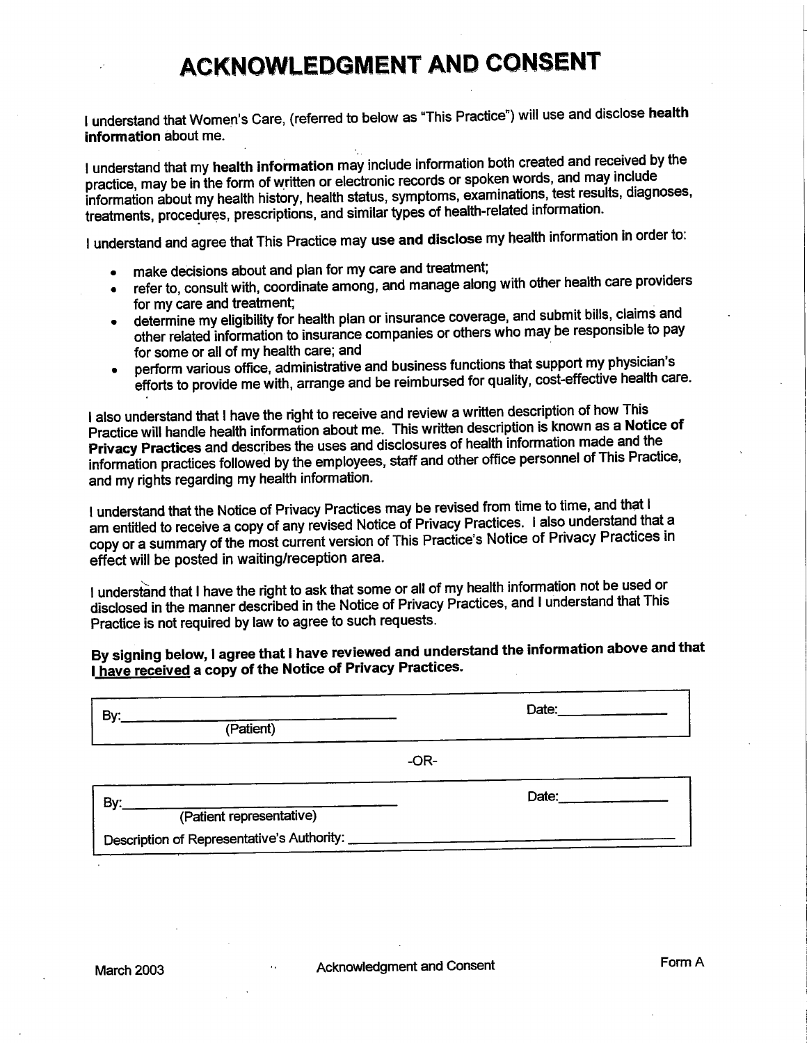# ACKNOWLEDGMENT AND CONSENT

I understand that Women's Care, (referred to below as "This Practice") will use and disclose **health information** about me.

I understand that my **health information** may include information both created and received by the practice, may be in the form of written or electronic records or spoken words, and may include information about my health history, health status, symptoms, examinations, test results, diagnoses, treatments, procedures, prescriptions, and similar types of health-related information.

I understand and agree that This Practice may **use and disclose** my health information in order to:

- make decisions about and plan for my care and treatment;
- refer to, consult with, coordinate among, and manage along with other health care providers for my care and treatment;
- determine my eligibility for health plan or insurance coverage, and submit bills, claims and other related information to insurance companies or others who may be responsible to pay for some or all of my health care; and
- perform various office, administrative and business functions that support my physician's efforts to provide me with, arrange and be reimbursed for quality, cost-effective health care.

I also understand that I have the right to receive and review a written description of how This Practice will handle health information about me. This written description is known as a **Notice of Privacy Practices** and describes the uses and disclosures of health information made and the information practices followed by the employees, staff and other office personnel of This Practice, and my rights regarding my health information.

I understand that the Notice of Privacy Practices may be revised from time to time, and that I am entitled to receive a copy of any revised Notice of Privacy Practices. I also understand that a copy or a summary of the most current version of This Practice's Notice of Privacy Practices in effect will be posted in waiting/reception area.

I understand that I have the right to ask that some or all of my health information not be used or disclosed in the manner described in the Notice of Privacy Practices, and I understand that This Practice is not required by law to agree to such requests.

**By signing below, I agree that I have reviewed and understand the information above and that I have received a copy of the Notice of Privacy Practices.**

By:______________________________ Date:______________
(Patient)

-OR-

By:______________________________ Date:______________
(Patient representative)

Description of Representative's Authority: ______________________________

March 2003 Acknowledgment and Consent Form A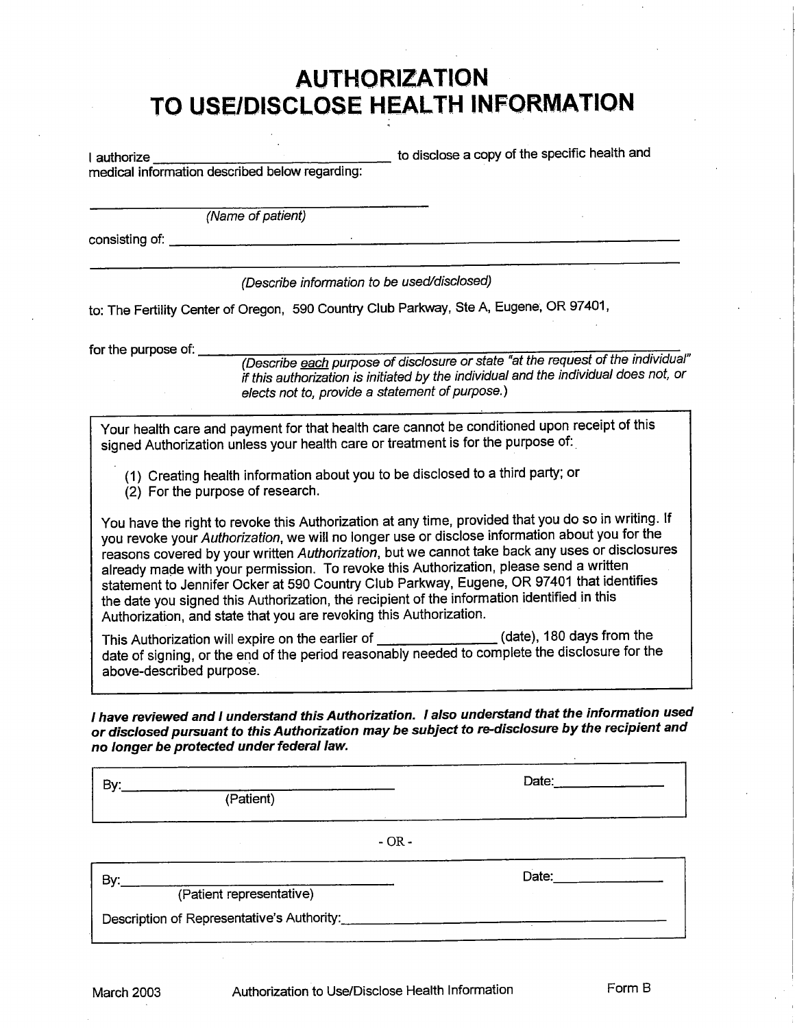# AUTHORIZATION TO USE/DISCLOSE HEALTH INFORMATION

I authorize ________________________________ to disclose a copy of the specific health and medical information described below regarding:

________________________________________
(Name of patient)

consisting of: ____________________________________________________________

____________________________________________________________________
(Describe information to be used/disclosed)

to: The Fertility Center of Oregon, 590 Country Club Parkway, Ste A, Eugene, OR 97401,

for the purpose of: ____________________________________________________
*(Describe each purpose of disclosure or state "at the request of the individual" if this authorization is initiated by the individual and the individual does not, or elects not to, provide a statement of purpose.)*

Your health care and payment for that health care cannot be conditioned upon receipt of this signed Authorization unless your health care or treatment is for the purpose of:

(1) Creating health information about you to be disclosed to a third party; or
(2) For the purpose of research.

You have the right to revoke this Authorization at any time, provided that you do so in writing. If you revoke your *Authorization*, we will no longer use or disclose information about you for the reasons covered by your written *Authorization*, but we cannot take back any uses or disclosures already made with your permission. To revoke this Authorization, please send a written statement to Jennifer Ocker at 590 Country Club Parkway, Eugene, OR 97401 that identifies the date you signed this Authorization, the recipient of the information identified in this Authorization, and state that you are revoking this Authorization.

This Authorization will expire on the earlier of ______________ (date), 180 days from the date of signing, or the end of the period reasonably needed to complete the disclosure for the above-described purpose.

***I have reviewed and I understand this Authorization. I also understand that the information used or disclosed pursuant to this Authorization may be subject to re-disclosure by the recipient and no longer be protected under federal law.***

By: ________________________________ Date: ______________
(Patient)

\- OR -

By: ________________________________ Date: ______________
(Patient representative)

Description of Representative's Authority: ________________________________

March 2003 Authorization to Use/Disclose Health Information Form B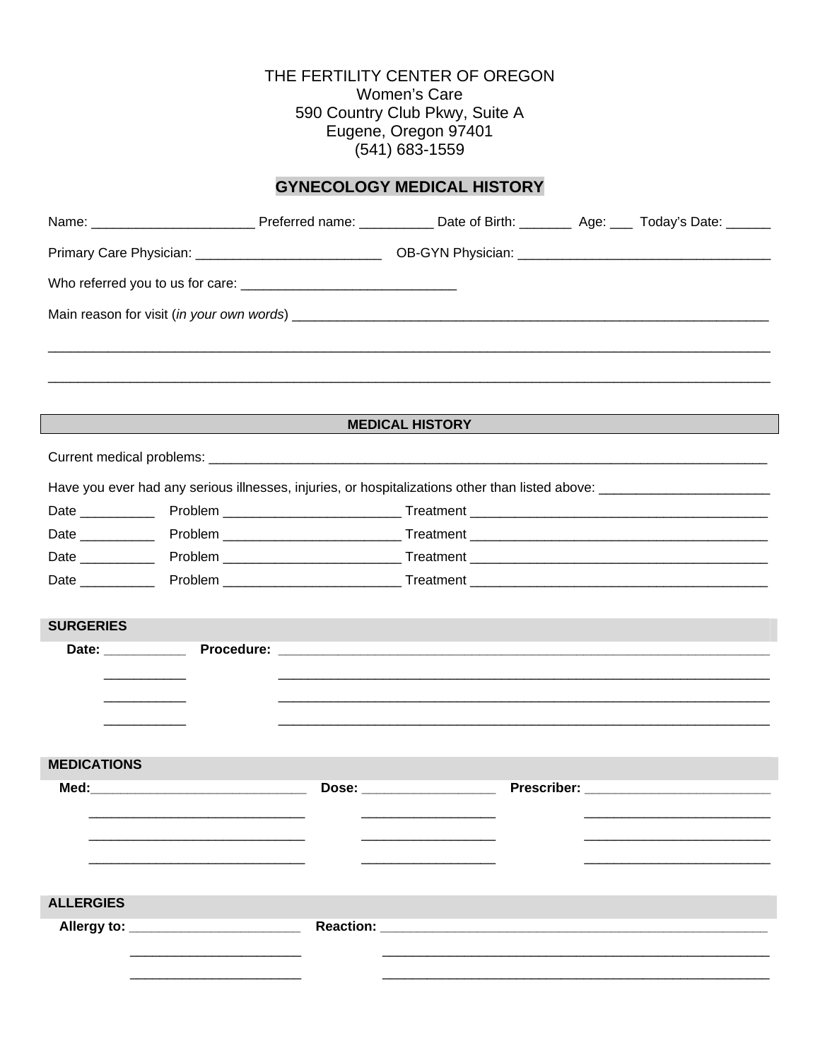THE FERTILITY CENTER OF OREGON
Women's Care
590 Country Club Pkwy, Suite A
Eugene, Oregon 97401
(541) 683-1559

# GYNECOLOGY MEDICAL HISTORY

Name: ______________________ Preferred name: __________ Date of Birth: _______ Age: ___ Today's Date: ______

Primary Care Physician: _________________________ OB-GYN Physician: __________________________________

Who referred you to us for care: _____________________________

Main reason for visit (*in your own words*) _________________________________________________________________

_____________________________________________________________________________________________

_____________________________________________________________________________________________

## MEDICAL HISTORY

Current medical problems: ____________________________________________________________________________

Have you ever had any serious illnesses, injuries, or hospitalizations other than listed above: _______________________

Date __________ Problem ________________________ Treatment ________________________________________

Date __________ Problem ________________________ Treatment ________________________________________

Date __________ Problem ________________________ Treatment ________________________________________

Date __________ Problem ________________________ Treatment ________________________________________

## SURGERIES

**Date:** ___________ **Procedure:** ______________________________________________________________________

___________ ______________________________________________________________________

___________ ______________________________________________________________________

___________ ______________________________________________________________________

## MEDICATIONS

**Med:**_____________________________ **Dose:** __________________ **Prescriber:** _________________________

_____________________________ __________________ _________________________

_____________________________ __________________ _________________________

_____________________________ __________________ _________________________

## ALLERGIES

**Allergy to:** _______________________ **Reaction:** ______________________________________________________

_______________________ ______________________________________________________

_______________________ ______________________________________________________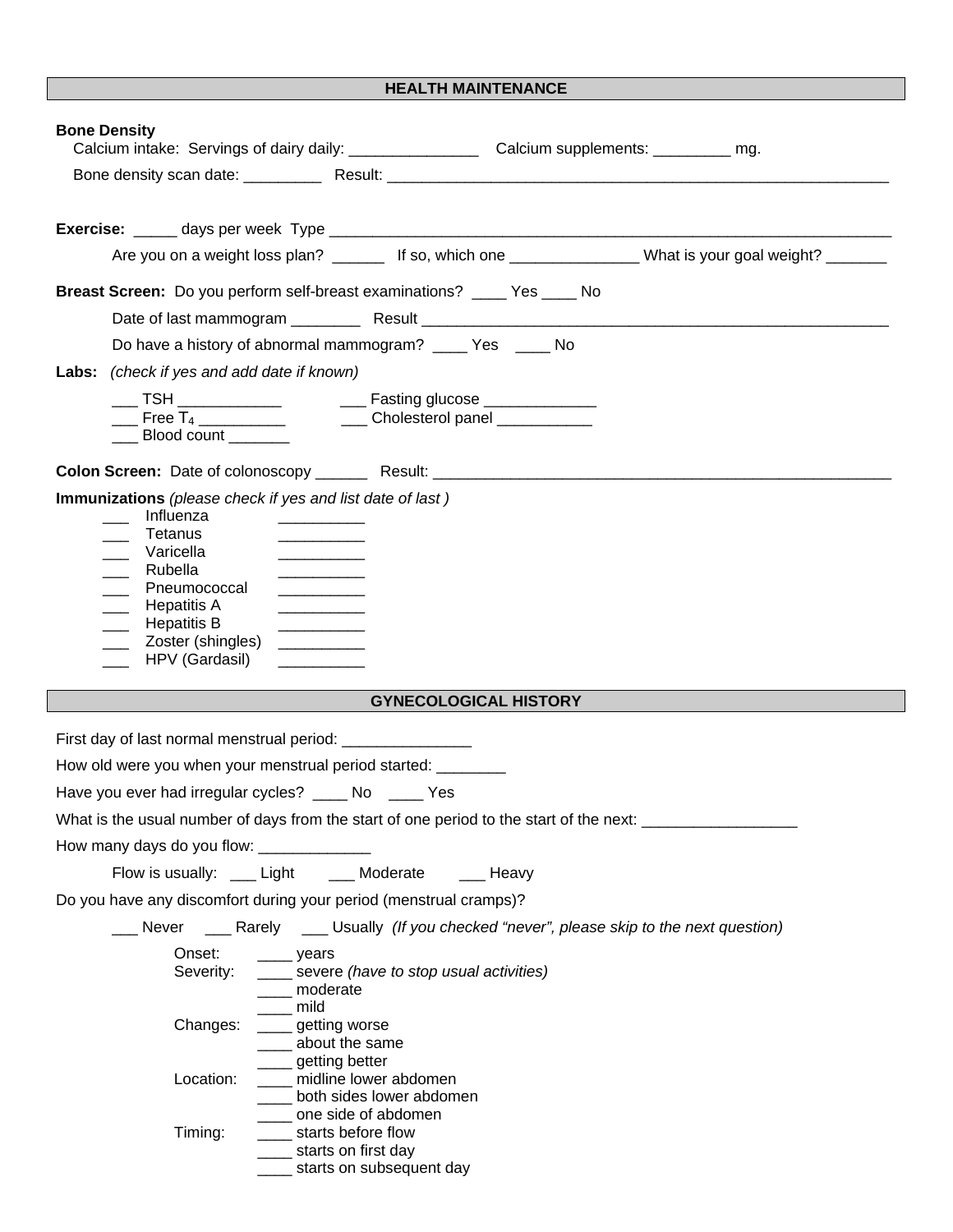## HEALTH MAINTENANCE

**Bone Density**

Calcium intake: Servings of dairy daily: _______________ Calcium supplements: _________ mg.

Bone density scan date: _________ Result: ____________________________________________________________

**Exercise:** _____ days per week Type ____________________________________________________________________

Are you on a weight loss plan? ______ If so, which one _______________ What is your goal weight? _______

**Breast Screen:** Do you perform self-breast examinations? ____ Yes ____ No

Date of last mammogram ________ Result __________________________________________________________

Do have a history of abnormal mammogram? ____ Yes ____ No

**Labs:** *(check if yes and add date if known)*

___ TSH ____________ ___ Fasting glucose _____________

___ Free $T_4$ __________ ___ Cholesterol panel ___________

___ Blood count _______

**Colon Screen:** Date of colonoscopy ______ Result: _______________________________________________________

**Immunizations** *(please check if yes and list date of last )*

___ Influenza __________
___ Tetanus __________
___ Varicella __________
___ Rubella __________
___ Pneumococcal __________
___ Hepatitis A __________
___ Hepatitis B __________
___ Zoster (shingles) __________
___ HPV (Gardasil) __________

## GYNECOLOGICAL HISTORY

First day of last normal menstrual period: _______________

How old were you when your menstrual period started: ________

Have you ever had irregular cycles? ____ No ____ Yes

What is the usual number of days from the start of one period to the start of the next: __________________

How many days do you flow: _____________

Flow is usually: ___ Light ___ Moderate ___ Heavy

Do you have any discomfort during your period (menstrual cramps)?

___ Never ___ Rarely ___ Usually *(If you checked "never", please skip to the next question)*

Onset: ____ years

Severity: ____ severe *(have to stop usual activities)*
____ moderate
____ mild

Changes: ____ getting worse
____ about the same
____ getting better

Location: ____ midline lower abdomen
____ both sides lower abdomen
____ one side of abdomen

Timing: ____ starts before flow
____ starts on first day
____ starts on subsequent day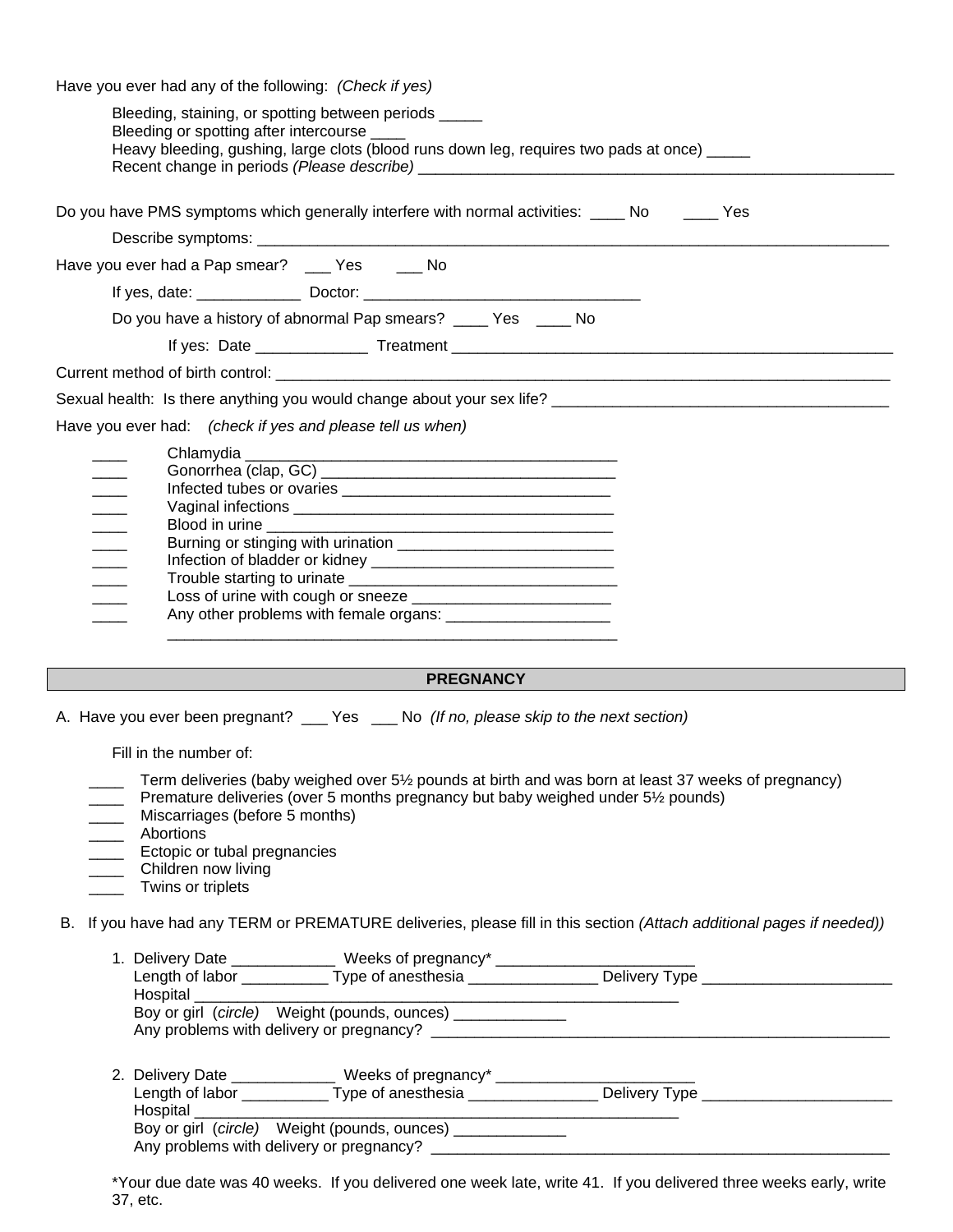Have you ever had any of the following: *(Check if yes)*

Bleeding, staining, or spotting between periods _____
Bleeding or spotting after intercourse ____
Heavy bleeding, gushing, large clots (blood runs down leg, requires two pads at once) _____
Recent change in periods *(Please describe)* ________________________________________________________

Do you have PMS symptoms which generally interfere with normal activities: ____ No ____ Yes

Describe symptoms: ________________________________________________________________________

Have you ever had a Pap smear? ___ Yes ___ No

If yes, date: ____________ Doctor: ________________________________

Do you have a history of abnormal Pap smears? ____ Yes ____ No

If yes: Date _____________ Treatment ____________________________________________________

Current method of birth control: ___________________________________________________________________

Sexual health: Is there anything you would change about your sex life? ________________________________________

Have you ever had: *(check if yes and please tell us when)*

____ Chlamydia ___________________________________________
____ Gonorrhea (clap, GC) ___________________________________
____ Infected tubes or ovaries _______________________________
____ Vaginal infections _____________________________________
____ Blood in urine ________________________________________
____ Burning or stinging with urination _________________________
____ Infection of bladder or kidney ____________________________
____ Trouble starting to urinate ______________________________
____ Loss of urine with cough or sneeze _______________________
____ Any other problems with female organs: ___________________
_____________________________________________________

## PREGNANCY

A. Have you ever been pregnant? ___ Yes ___ No *(If no, please skip to the next section)*

Fill in the number of:

____ Term deliveries (baby weighed over 5½ pounds at birth and was born at least 37 weeks of pregnancy)
____ Premature deliveries (over 5 months pregnancy but baby weighed under 5½ pounds)
____ Miscarriages (before 5 months)
____ Abortions
____ Ectopic or tubal pregnancies
____ Children now living
____ Twins or triplets

B. If you have had any TERM or PREMATURE deliveries, please fill in this section *(Attach additional pages if needed))*

1. Delivery Date ____________ Weeks of pregnancy* _______________________
   Length of labor __________ Type of anesthesia _______________ Delivery Type ______________________
   Hospital ___________________________________________________________
   Boy or girl (*circle*) Weight (pounds, ounces) _____________
   Any problems with delivery or pregnancy? ______________________________________________________

2. Delivery Date ____________ Weeks of pregnancy* _______________________
   Length of labor __________ Type of anesthesia _______________ Delivery Type ______________________
   Hospital ___________________________________________________________
   Boy or girl (*circle*) Weight (pounds, ounces) _____________
   Any problems with delivery or pregnancy? ______________________________________________________

*Your due date was 40 weeks. If you delivered one week late, write 41. If you delivered three weeks early, write 37, etc.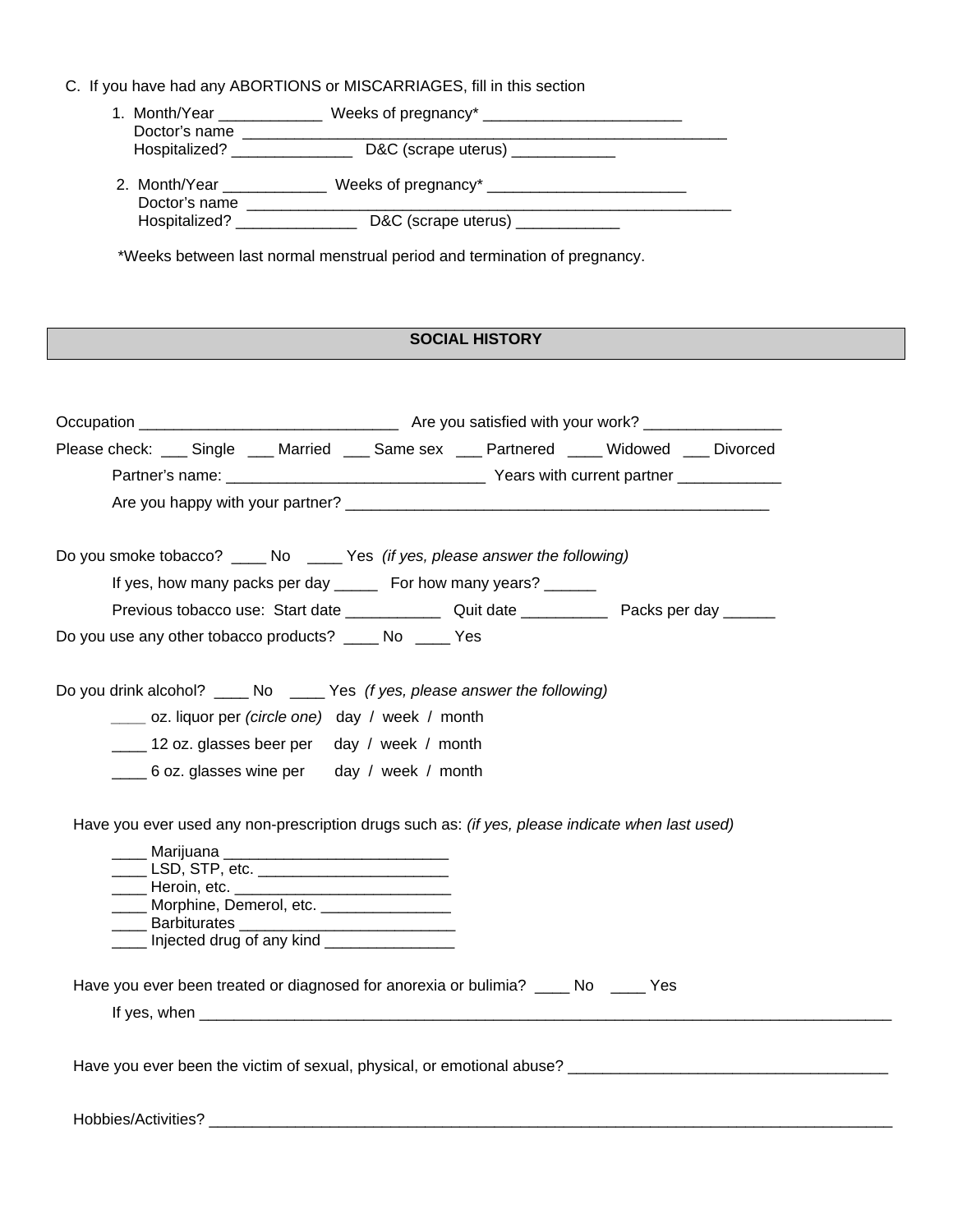C. If you have had any ABORTIONS or MISCARRIAGES, fill in this section

1. Month/Year ____________ Weeks of pregnancy* ________________________
   Doctor's name ___________________________________________________________
   Hospitalized? ______________ D&C (scrape uterus) ____________

2. Month/Year ____________ Weeks of pregnancy* ________________________
   Doctor's name ___________________________________________________________
   Hospitalized? ______________ D&C (scrape uterus) ____________

*Weeks between last normal menstrual period and termination of pregnancy.

## SOCIAL HISTORY

Occupation ______________________________ Are you satisfied with your work? ________________

Please check: ___ Single ___ Married ___ Same sex ___ Partnered ____ Widowed ___ Divorced

Partner's name: ______________________________ Years with current partner ____________

Are you happy with your partner? __________________________________________________

Do you smoke tobacco? ____ No ____ Yes *(if yes, please answer the following)*

If yes, how many packs per day _____ For how many years? ______

Previous tobacco use: Start date ___________ Quit date __________ Packs per day ______

Do you use any other tobacco products? ____ No ____ Yes

Do you drink alcohol? ____ No ____ Yes *(f yes, please answer the following)*

____ oz. liquor per *(circle one)* day / week / month

____ 12 oz. glasses beer per day / week / month

____ 6 oz. glasses wine per day / week / month

Have you ever used any non-prescription drugs such as: *(if yes, please indicate when last used)*

____ Marijuana __________________________
____ LSD, STP, etc. ______________________
____ Heroin, etc. _________________________
____ Morphine, Demerol, etc. _______________
____ Barbiturates _________________________
____ Injected drug of any kind _______________

Have you ever been treated or diagnosed for anorexia or bulimia? ____ No ____ Yes

If yes, when ____________________________________________________________________________

Have you ever been the victim of sexual, physical, or emotional abuse? _____________________________________

Hobbies/Activities? ______________________________________________________________________________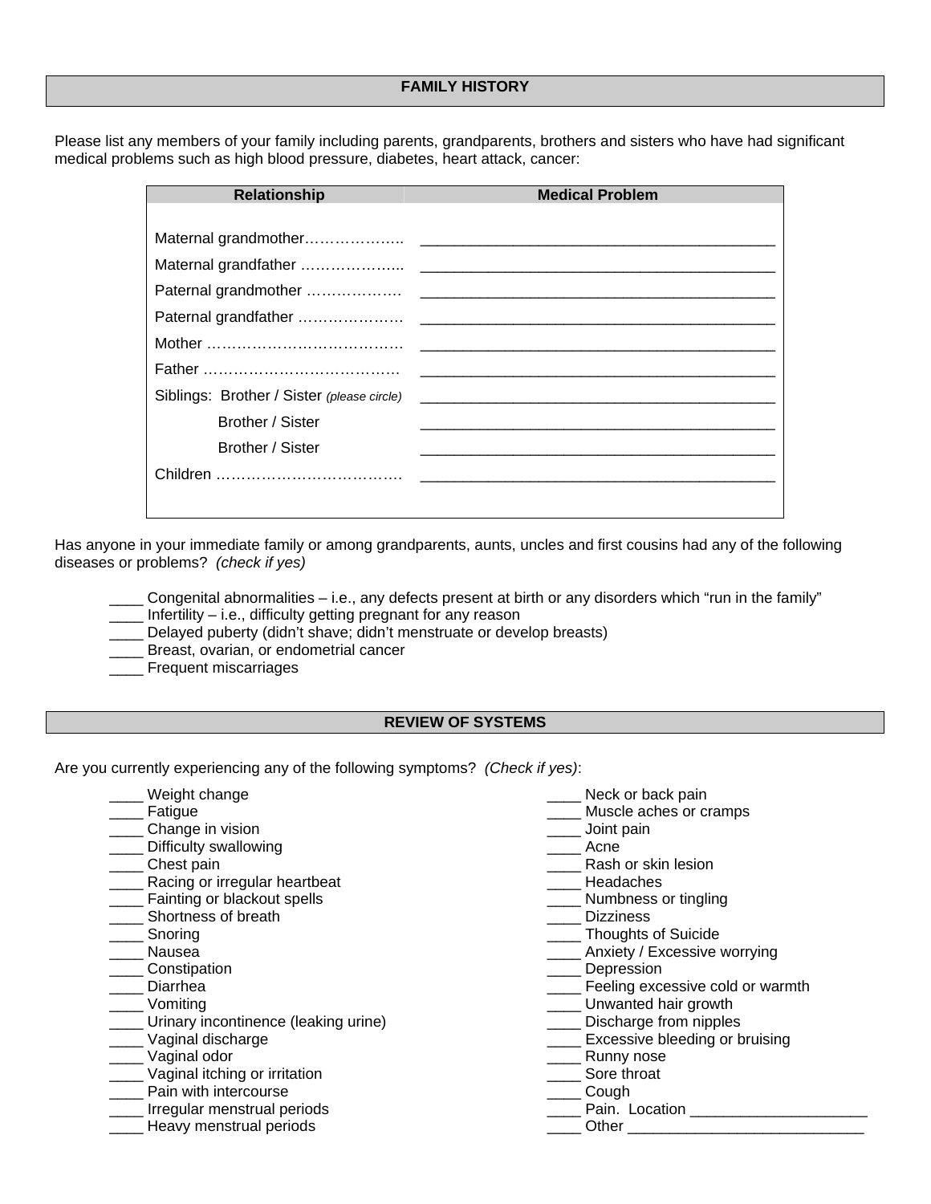## FAMILY HISTORY

Please list any members of your family including parents, grandparents, brothers and sisters who have had significant medical problems such as high blood pressure, diabetes, heart attack, cancer:

| Relationship | Medical Problem |
|---|---|
| Maternal grandmother……………….. | ___________________________________________ |
| Maternal grandfather ……………….. | ___________________________________________ |
| Paternal grandmother ………………. | ___________________________________________ |
| Paternal grandfather ………………… | ___________________________________________ |
| Mother ………………………………… | ___________________________________________ |
| Father ………………………………… | ___________________________________________ |
| Siblings: Brother / Sister *(please circle)* | ___________________________________________ |
| Brother / Sister | ___________________________________________ |
| Brother / Sister | ___________________________________________ |
| Children ……………………………… | ___________________________________________ |

Has anyone in your immediate family or among grandparents, aunts, uncles and first cousins had any of the following diseases or problems? *(check if yes)*

____ Congenital abnormalities – i.e., any defects present at birth or any disorders which "run in the family"
____ Infertility – i.e., difficulty getting pregnant for any reason
____ Delayed puberty (didn't shave; didn't menstruate or develop breasts)
____ Breast, ovarian, or endometrial cancer
____ Frequent miscarriages

## REVIEW OF SYSTEMS

Are you currently experiencing any of the following symptoms? *(Check if yes)*:

____ Weight change
____ Fatigue
____ Change in vision
____ Difficulty swallowing
____ Chest pain
____ Racing or irregular heartbeat
____ Fainting or blackout spells
____ Shortness of breath
____ Snoring
____ Nausea
____ Constipation
____ Diarrhea
____ Vomiting
____ Urinary incontinence (leaking urine)
____ Vaginal discharge
____ Vaginal odor
____ Vaginal itching or irritation
____ Pain with intercourse
____ Irregular menstrual periods
____ Heavy menstrual periods
____ Neck or back pain
____ Muscle aches or cramps
____ Joint pain
____ Acne
____ Rash or skin lesion
____ Headaches
____ Numbness or tingling
____ Dizziness
____ Thoughts of Suicide
____ Anxiety / Excessive worrying
____ Depression
____ Feeling excessive cold or warmth
____ Unwanted hair growth
____ Discharge from nipples
____ Excessive bleeding or bruising
____ Runny nose
____ Sore throat
____ Cough
____ Pain. Location _____________________
____ Other ____________________________